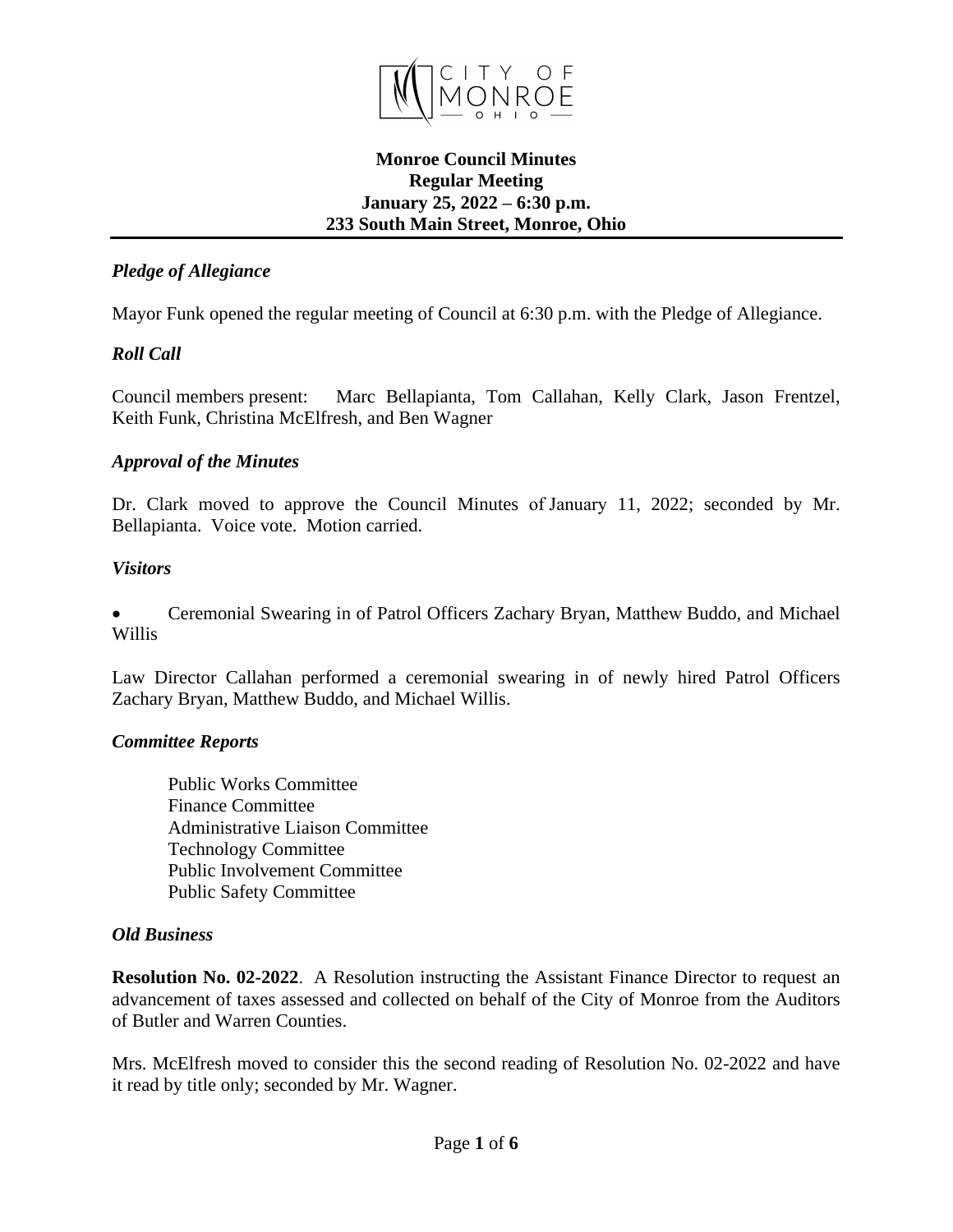CITY OF MONROE OHIO

**Monroe Council Minutes**
**Regular Meeting**
**January 25, 2022 – 6:30 p.m.**
**233 South Main Street, Monroe, Ohio**

***Pledge of Allegiance***

Mayor Funk opened the regular meeting of Council at 6:30 p.m. with the Pledge of Allegiance.

***Roll Call***

Council members present: Marc Bellapianta, Tom Callahan, Kelly Clark, Jason Frentzel, Keith Funk, Christina McElfresh, and Ben Wagner

***Approval of the Minutes***

Dr. Clark moved to approve the Council Minutes of January 11, 2022; seconded by Mr. Bellapianta. Voice vote. Motion carried.

***Visitors***

- Ceremonial Swearing in of Patrol Officers Zachary Bryan, Matthew Buddo, and Michael Willis

Law Director Callahan performed a ceremonial swearing in of newly hired Patrol Officers Zachary Bryan, Matthew Buddo, and Michael Willis.

***Committee Reports***

Public Works Committee
Finance Committee
Administrative Liaison Committee
Technology Committee
Public Involvement Committee
Public Safety Committee

***Old Business***

**Resolution No. 02-2022**. A Resolution instructing the Assistant Finance Director to request an advancement of taxes assessed and collected on behalf of the City of Monroe from the Auditors of Butler and Warren Counties.

Mrs. McElfresh moved to consider this the second reading of Resolution No. 02-2022 and have it read by title only; seconded by Mr. Wagner.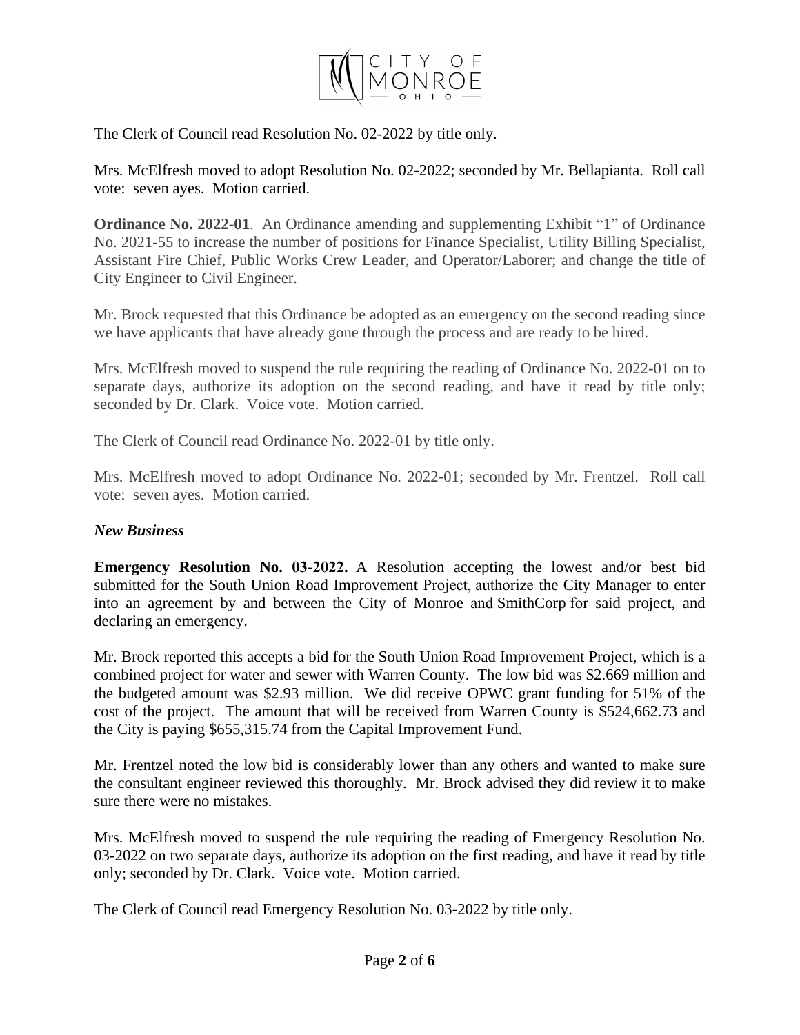The Clerk of Council read Resolution No. 02-2022 by title only.

Mrs. McElfresh moved to adopt Resolution No. 02-2022; seconded by Mr. Bellapianta. Roll call vote: seven ayes. Motion carried.

**Ordinance No. 2022-01**. An Ordinance amending and supplementing Exhibit "1" of Ordinance No. 2021-55 to increase the number of positions for Finance Specialist, Utility Billing Specialist, Assistant Fire Chief, Public Works Crew Leader, and Operator/Laborer; and change the title of City Engineer to Civil Engineer.

Mr. Brock requested that this Ordinance be adopted as an emergency on the second reading since we have applicants that have already gone through the process and are ready to be hired.

Mrs. McElfresh moved to suspend the rule requiring the reading of Ordinance No. 2022-01 on to separate days, authorize its adoption on the second reading, and have it read by title only; seconded by Dr. Clark. Voice vote. Motion carried.

The Clerk of Council read Ordinance No. 2022-01 by title only.

Mrs. McElfresh moved to adopt Ordinance No. 2022-01; seconded by Mr. Frentzel. Roll call vote: seven ayes. Motion carried.

***New Business***

**Emergency Resolution No. 03-2022.** A Resolution accepting the lowest and/or best bid submitted for the South Union Road Improvement Project, authorize the City Manager to enter into an agreement by and between the City of Monroe and SmithCorp for said project, and declaring an emergency.

Mr. Brock reported this accepts a bid for the South Union Road Improvement Project, which is a combined project for water and sewer with Warren County. The low bid was $2.669 million and the budgeted amount was $2.93 million. We did receive OPWC grant funding for 51% of the cost of the project. The amount that will be received from Warren County is $524,662.73 and the City is paying $655,315.74 from the Capital Improvement Fund.

Mr. Frentzel noted the low bid is considerably lower than any others and wanted to make sure the consultant engineer reviewed this thoroughly. Mr. Brock advised they did review it to make sure there were no mistakes.

Mrs. McElfresh moved to suspend the rule requiring the reading of Emergency Resolution No. 03-2022 on two separate days, authorize its adoption on the first reading, and have it read by title only; seconded by Dr. Clark. Voice vote. Motion carried.

The Clerk of Council read Emergency Resolution No. 03-2022 by title only.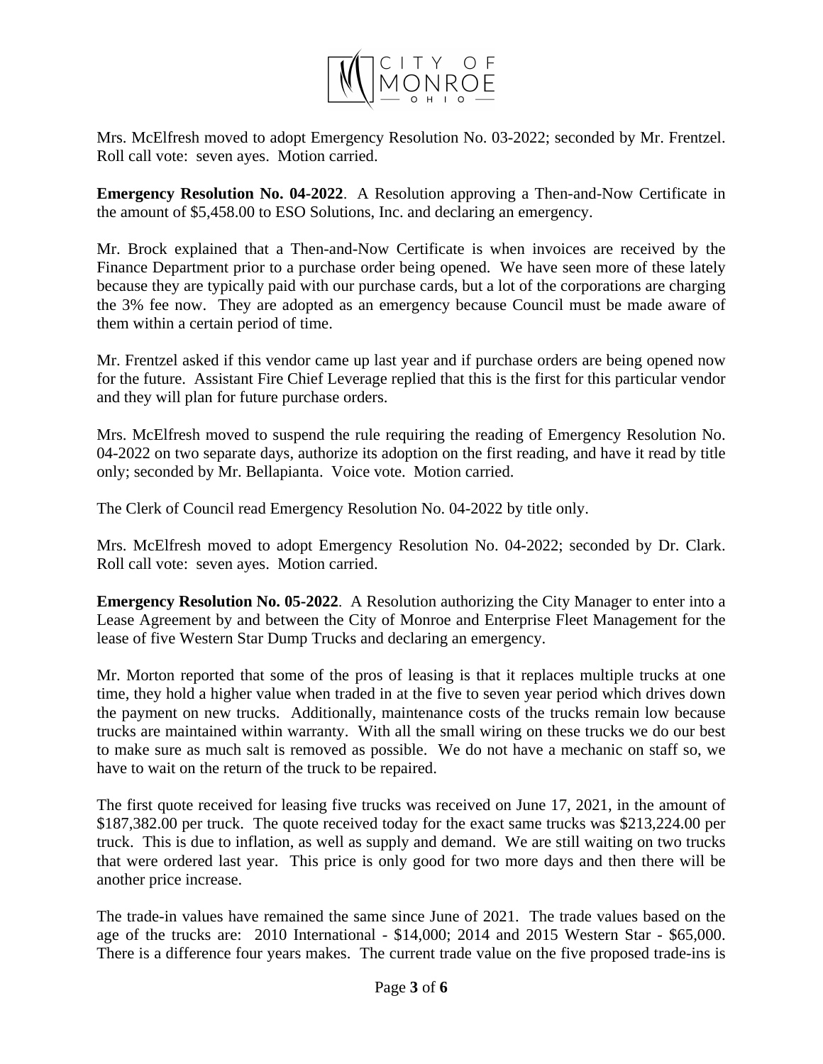Mrs. McElfresh moved to adopt Emergency Resolution No. 03-2022; seconded by Mr. Frentzel. Roll call vote: seven ayes. Motion carried.

**Emergency Resolution No. 04-2022**. A Resolution approving a Then-and-Now Certificate in the amount of $5,458.00 to ESO Solutions, Inc. and declaring an emergency.

Mr. Brock explained that a Then-and-Now Certificate is when invoices are received by the Finance Department prior to a purchase order being opened. We have seen more of these lately because they are typically paid with our purchase cards, but a lot of the corporations are charging the 3% fee now. They are adopted as an emergency because Council must be made aware of them within a certain period of time.

Mr. Frentzel asked if this vendor came up last year and if purchase orders are being opened now for the future. Assistant Fire Chief Leverage replied that this is the first for this particular vendor and they will plan for future purchase orders.

Mrs. McElfresh moved to suspend the rule requiring the reading of Emergency Resolution No. 04-2022 on two separate days, authorize its adoption on the first reading, and have it read by title only; seconded by Mr. Bellapianta. Voice vote. Motion carried.

The Clerk of Council read Emergency Resolution No. 04-2022 by title only.

Mrs. McElfresh moved to adopt Emergency Resolution No. 04-2022; seconded by Dr. Clark. Roll call vote: seven ayes. Motion carried.

**Emergency Resolution No. 05-2022**. A Resolution authorizing the City Manager to enter into a Lease Agreement by and between the City of Monroe and Enterprise Fleet Management for the lease of five Western Star Dump Trucks and declaring an emergency.

Mr. Morton reported that some of the pros of leasing is that it replaces multiple trucks at one time, they hold a higher value when traded in at the five to seven year period which drives down the payment on new trucks. Additionally, maintenance costs of the trucks remain low because trucks are maintained within warranty. With all the small wiring on these trucks we do our best to make sure as much salt is removed as possible. We do not have a mechanic on staff so, we have to wait on the return of the truck to be repaired.

The first quote received for leasing five trucks was received on June 17, 2021, in the amount of $187,382.00 per truck. The quote received today for the exact same trucks was $213,224.00 per truck. This is due to inflation, as well as supply and demand. We are still waiting on two trucks that were ordered last year. This price is only good for two more days and then there will be another price increase.

The trade-in values have remained the same since June of 2021. The trade values based on the age of the trucks are: 2010 International - $14,000; 2014 and 2015 Western Star - $65,000. There is a difference four years makes. The current trade value on the five proposed trade-ins is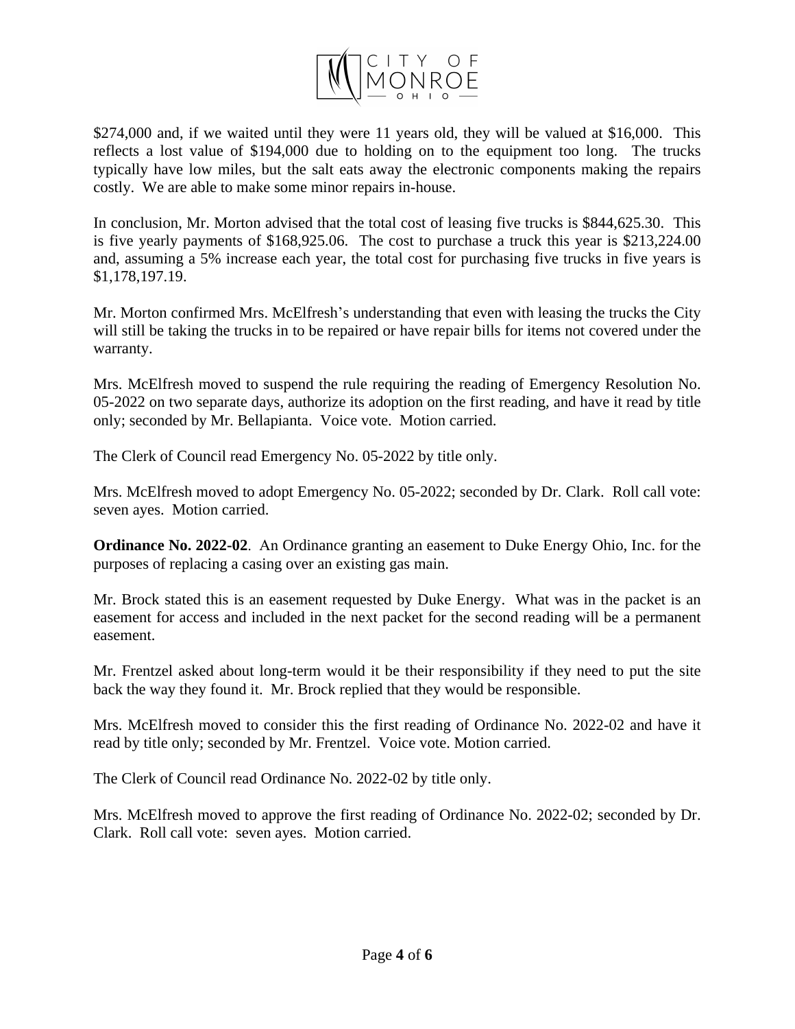$274,000 and, if we waited until they were 11 years old, they will be valued at $16,000. This reflects a lost value of $194,000 due to holding on to the equipment too long. The trucks typically have low miles, but the salt eats away the electronic components making the repairs costly. We are able to make some minor repairs in-house.

In conclusion, Mr. Morton advised that the total cost of leasing five trucks is $844,625.30. This is five yearly payments of $168,925.06. The cost to purchase a truck this year is $213,224.00 and, assuming a 5% increase each year, the total cost for purchasing five trucks in five years is $1,178,197.19.

Mr. Morton confirmed Mrs. McElfresh's understanding that even with leasing the trucks the City will still be taking the trucks in to be repaired or have repair bills for items not covered under the warranty.

Mrs. McElfresh moved to suspend the rule requiring the reading of Emergency Resolution No. 05-2022 on two separate days, authorize its adoption on the first reading, and have it read by title only; seconded by Mr. Bellapianta. Voice vote. Motion carried.

The Clerk of Council read Emergency No. 05-2022 by title only.

Mrs. McElfresh moved to adopt Emergency No. 05-2022; seconded by Dr. Clark. Roll call vote: seven ayes. Motion carried.

**Ordinance No. 2022-02**. An Ordinance granting an easement to Duke Energy Ohio, Inc. for the purposes of replacing a casing over an existing gas main.

Mr. Brock stated this is an easement requested by Duke Energy. What was in the packet is an easement for access and included in the next packet for the second reading will be a permanent easement.

Mr. Frentzel asked about long-term would it be their responsibility if they need to put the site back the way they found it. Mr. Brock replied that they would be responsible.

Mrs. McElfresh moved to consider this the first reading of Ordinance No. 2022-02 and have it read by title only; seconded by Mr. Frentzel. Voice vote. Motion carried.

The Clerk of Council read Ordinance No. 2022-02 by title only.

Mrs. McElfresh moved to approve the first reading of Ordinance No. 2022-02; seconded by Dr. Clark. Roll call vote: seven ayes. Motion carried.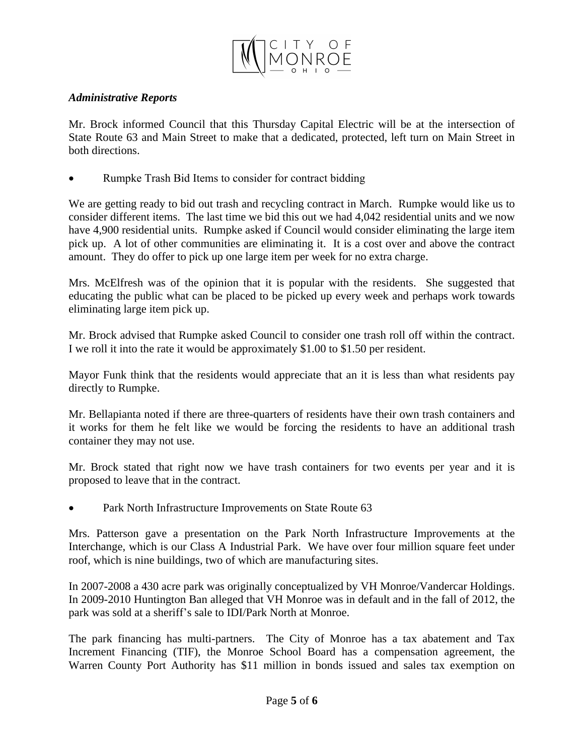***Administrative Reports***

Mr. Brock informed Council that this Thursday Capital Electric will be at the intersection of State Route 63 and Main Street to make that a dedicated, protected, left turn on Main Street in both directions.

- Rumpke Trash Bid Items to consider for contract bidding

We are getting ready to bid out trash and recycling contract in March. Rumpke would like us to consider different items. The last time we bid this out we had 4,042 residential units and we now have 4,900 residential units. Rumpke asked if Council would consider eliminating the large item pick up. A lot of other communities are eliminating it. It is a cost over and above the contract amount. They do offer to pick up one large item per week for no extra charge.

Mrs. McElfresh was of the opinion that it is popular with the residents. She suggested that educating the public what can be placed to be picked up every week and perhaps work towards eliminating large item pick up.

Mr. Brock advised that Rumpke asked Council to consider one trash roll off within the contract. I we roll it into the rate it would be approximately $1.00 to $1.50 per resident.

Mayor Funk think that the residents would appreciate that an it is less than what residents pay directly to Rumpke.

Mr. Bellapianta noted if there are three-quarters of residents have their own trash containers and it works for them he felt like we would be forcing the residents to have an additional trash container they may not use.

Mr. Brock stated that right now we have trash containers for two events per year and it is proposed to leave that in the contract.

- Park North Infrastructure Improvements on State Route 63

Mrs. Patterson gave a presentation on the Park North Infrastructure Improvements at the Interchange, which is our Class A Industrial Park. We have over four million square feet under roof, which is nine buildings, two of which are manufacturing sites.

In 2007-2008 a 430 acre park was originally conceptualized by VH Monroe/Vandercar Holdings. In 2009-2010 Huntington Ban alleged that VH Monroe was in default and in the fall of 2012, the park was sold at a sheriff's sale to IDI/Park North at Monroe.

The park financing has multi-partners. The City of Monroe has a tax abatement and Tax Increment Financing (TIF), the Monroe School Board has a compensation agreement, the Warren County Port Authority has $11 million in bonds issued and sales tax exemption on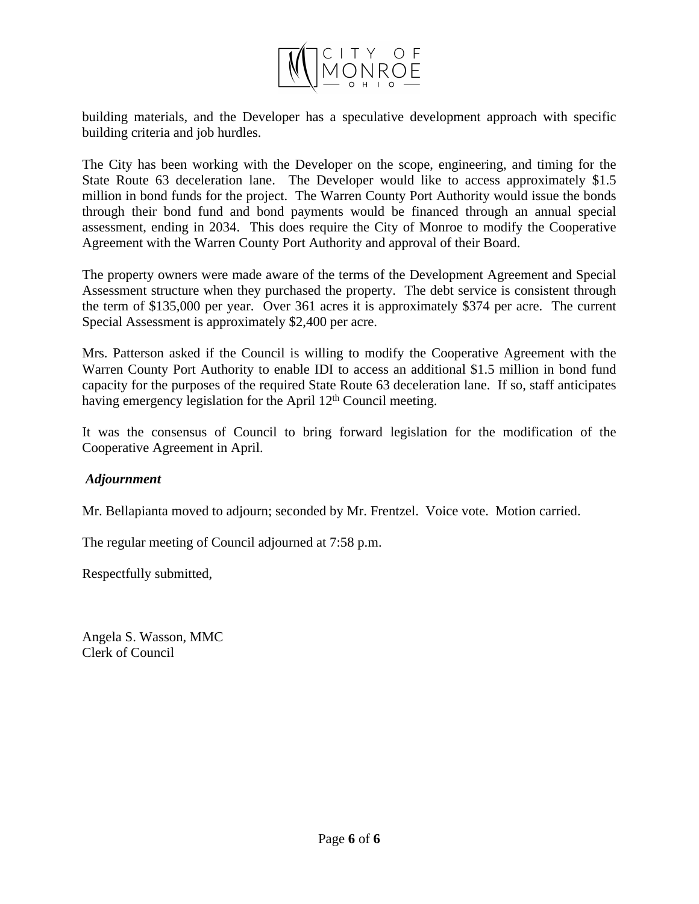building materials, and the Developer has a speculative development approach with specific building criteria and job hurdles.

The City has been working with the Developer on the scope, engineering, and timing for the State Route 63 deceleration lane. The Developer would like to access approximately $1.5 million in bond funds for the project. The Warren County Port Authority would issue the bonds through their bond fund and bond payments would be financed through an annual special assessment, ending in 2034. This does require the City of Monroe to modify the Cooperative Agreement with the Warren County Port Authority and approval of their Board.

The property owners were made aware of the terms of the Development Agreement and Special Assessment structure when they purchased the property. The debt service is consistent through the term of $135,000 per year. Over 361 acres it is approximately $374 per acre. The current Special Assessment is approximately $2,400 per acre.

Mrs. Patterson asked if the Council is willing to modify the Cooperative Agreement with the Warren County Port Authority to enable IDI to access an additional $1.5 million in bond fund capacity for the purposes of the required State Route 63 deceleration lane. If so, staff anticipates having emergency legislation for the April 12th Council meeting.

It was the consensus of Council to bring forward legislation for the modification of the Cooperative Agreement in April.

***Adjournment***

Mr. Bellapianta moved to adjourn; seconded by Mr. Frentzel. Voice vote. Motion carried.

The regular meeting of Council adjourned at 7:58 p.m.

Respectfully submitted,

Angela S. Wasson, MMC
Clerk of Council